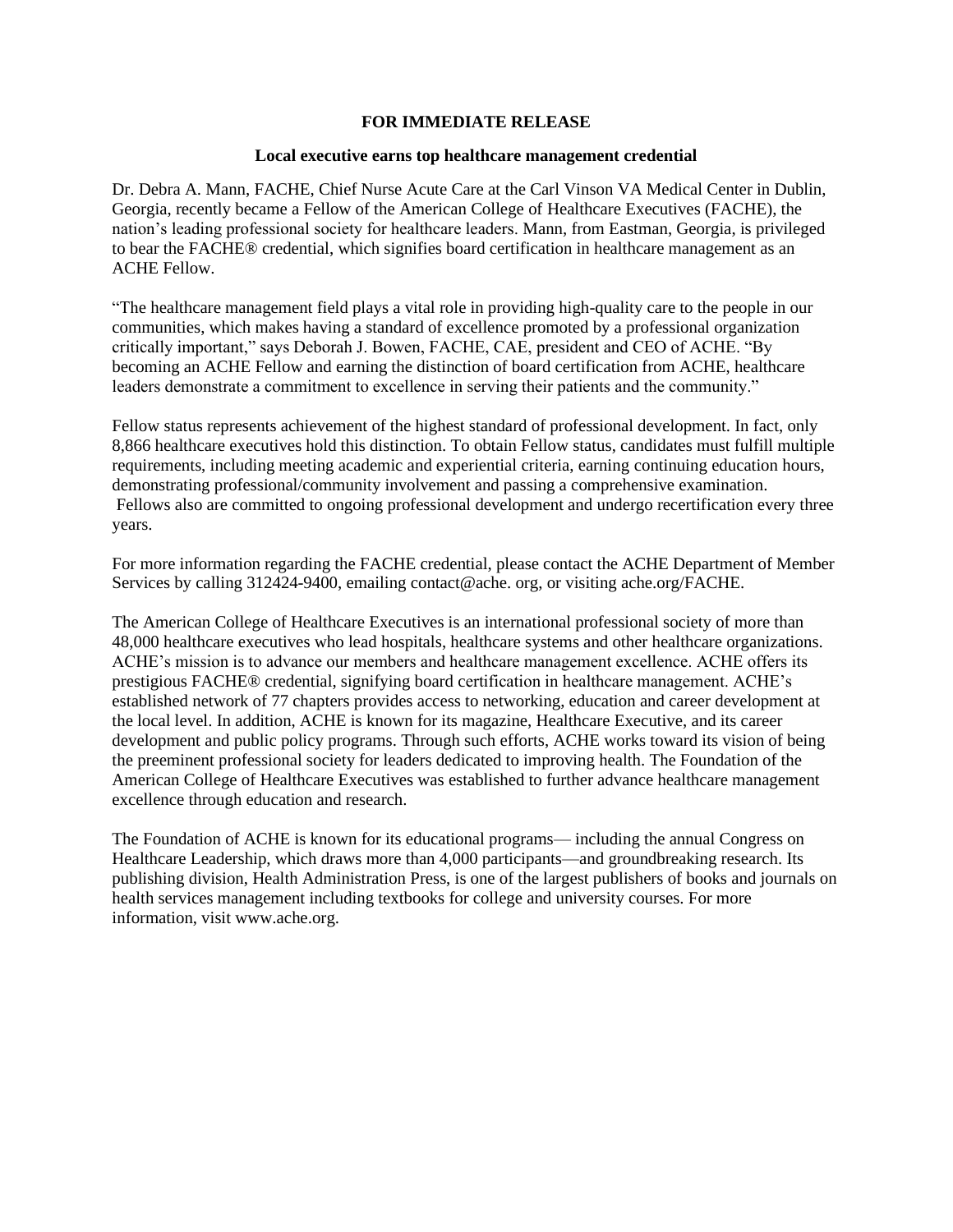**FOR IMMEDIATE RELEASE**

**Local executive earns top healthcare management credential**

Dr. Debra A. Mann, FACHE, Chief Nurse Acute Care at the Carl Vinson VA Medical Center in Dublin, Georgia, recently became a Fellow of the American College of Healthcare Executives (FACHE), the nation's leading professional society for healthcare leaders. Mann, from Eastman, Georgia, is privileged to bear the FACHE® credential, which signifies board certification in healthcare management as an ACHE Fellow.

"The healthcare management field plays a vital role in providing high-quality care to the people in our communities, which makes having a standard of excellence promoted by a professional organization critically important," says Deborah J. Bowen, FACHE, CAE, president and CEO of ACHE. "By becoming an ACHE Fellow and earning the distinction of board certification from ACHE, healthcare leaders demonstrate a commitment to excellence in serving their patients and the community."

Fellow status represents achievement of the highest standard of professional development. In fact, only 8,866 healthcare executives hold this distinction. To obtain Fellow status, candidates must fulfill multiple requirements, including meeting academic and experiential criteria, earning continuing education hours, demonstrating professional/community involvement and passing a comprehensive examination. Fellows also are committed to ongoing professional development and undergo recertification every three years.

For more information regarding the FACHE credential, please contact the ACHE Department of Member Services by calling 312424-9400, emailing contact@ache. org, or visiting ache.org/FACHE.

The American College of Healthcare Executives is an international professional society of more than 48,000 healthcare executives who lead hospitals, healthcare systems and other healthcare organizations. ACHE's mission is to advance our members and healthcare management excellence. ACHE offers its prestigious FACHE® credential, signifying board certification in healthcare management. ACHE's established network of 77 chapters provides access to networking, education and career development at the local level. In addition, ACHE is known for its magazine, Healthcare Executive, and its career development and public policy programs. Through such efforts, ACHE works toward its vision of being the preeminent professional society for leaders dedicated to improving health. The Foundation of the American College of Healthcare Executives was established to further advance healthcare management excellence through education and research.

The Foundation of ACHE is known for its educational programs— including the annual Congress on Healthcare Leadership, which draws more than 4,000 participants—and groundbreaking research. Its publishing division, Health Administration Press, is one of the largest publishers of books and journals on health services management including textbooks for college and university courses. For more information, visit www.ache.org.